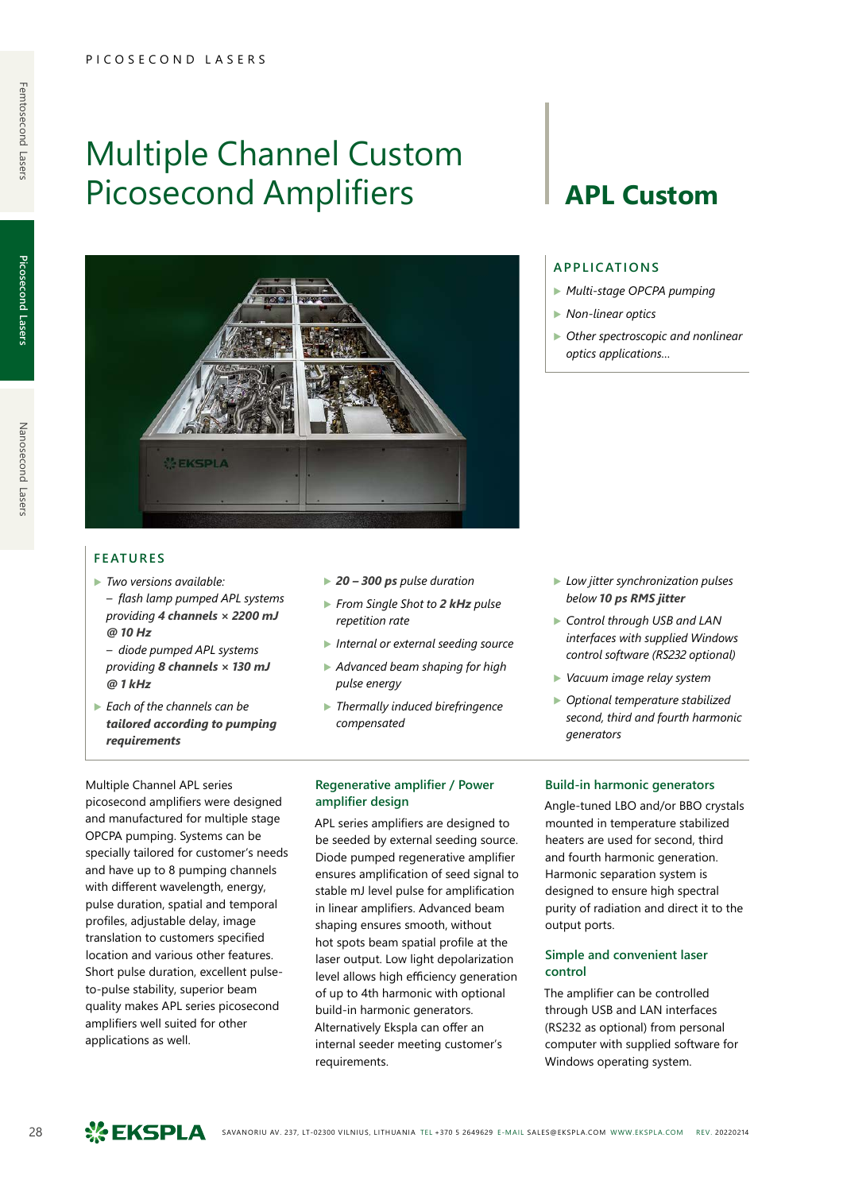# Multiple Channel Custom Picosecond Amplifiers

# APL Custom

## APPLICATIONS

- *Multi-stage OPCPA pumping*
- *Non-linear optics*
- *Other spectroscopic and nonlinear optics applications...*

## FEATURES

- *Two versions available:*
  – *flash lamp pumped APL systems providing **4 channels × 2200 mJ @ 10 Hz***
  – *diode pumped APL systems providing **8 channels × 130 mJ @ 1 kHz***
- *Each of the channels can be **tailored according to pumping requirements***
- ***20 – 300 ps** pulse duration*
- *From Single Shot to **2 kHz** pulse repetition rate*
- *Internal or external seeding source*
- *Advanced beam shaping for high pulse energy*
- *Thermally induced birefringence compensated*
- *Low jitter synchronization pulses below **10 ps RMS jitter***
- *Control through USB and LAN interfaces with supplied Windows control software (RS232 optional)*
- *Vacuum image relay system*
- *Optional temperature stabilized second, third and fourth harmonic generators*

Multiple Channel APL series picosecond amplifiers were designed and manufactured for multiple stage OPCPA pumping. Systems can be specially tailored for customer's needs and have up to 8 pumping channels with different wavelength, energy, pulse duration, spatial and temporal profiles, adjustable delay, image translation to customers specified location and various other features. Short pulse duration, excellent pulse-to-pulse stability, superior beam quality makes APL series picosecond amplifiers well suited for other applications as well.

### Regenerative amplifier / Power amplifier design

APL series amplifiers are designed to be seeded by external seeding source. Diode pumped regenerative amplifier ensures amplification of seed signal to stable mJ level pulse for amplification in linear amplifiers. Advanced beam shaping ensures smooth, without hot spots beam spatial profile at the laser output. Low light depolarization level allows high efficiency generation of up to 4th harmonic with optional build-in harmonic generators. Alternatively Ekspla can offer an internal seeder meeting customer's requirements.

### Build-in harmonic generators

Angle-tuned LBO and/or BBO crystals mounted in temperature stabilized heaters are used for second, third and fourth harmonic generation. Harmonic separation system is designed to ensure high spectral purity of radiation and direct it to the output ports.

### Simple and convenient laser control

The amplifier can be controlled through USB and LAN interfaces (RS232 as optional) from personal computer with supplied software for Windows operating system.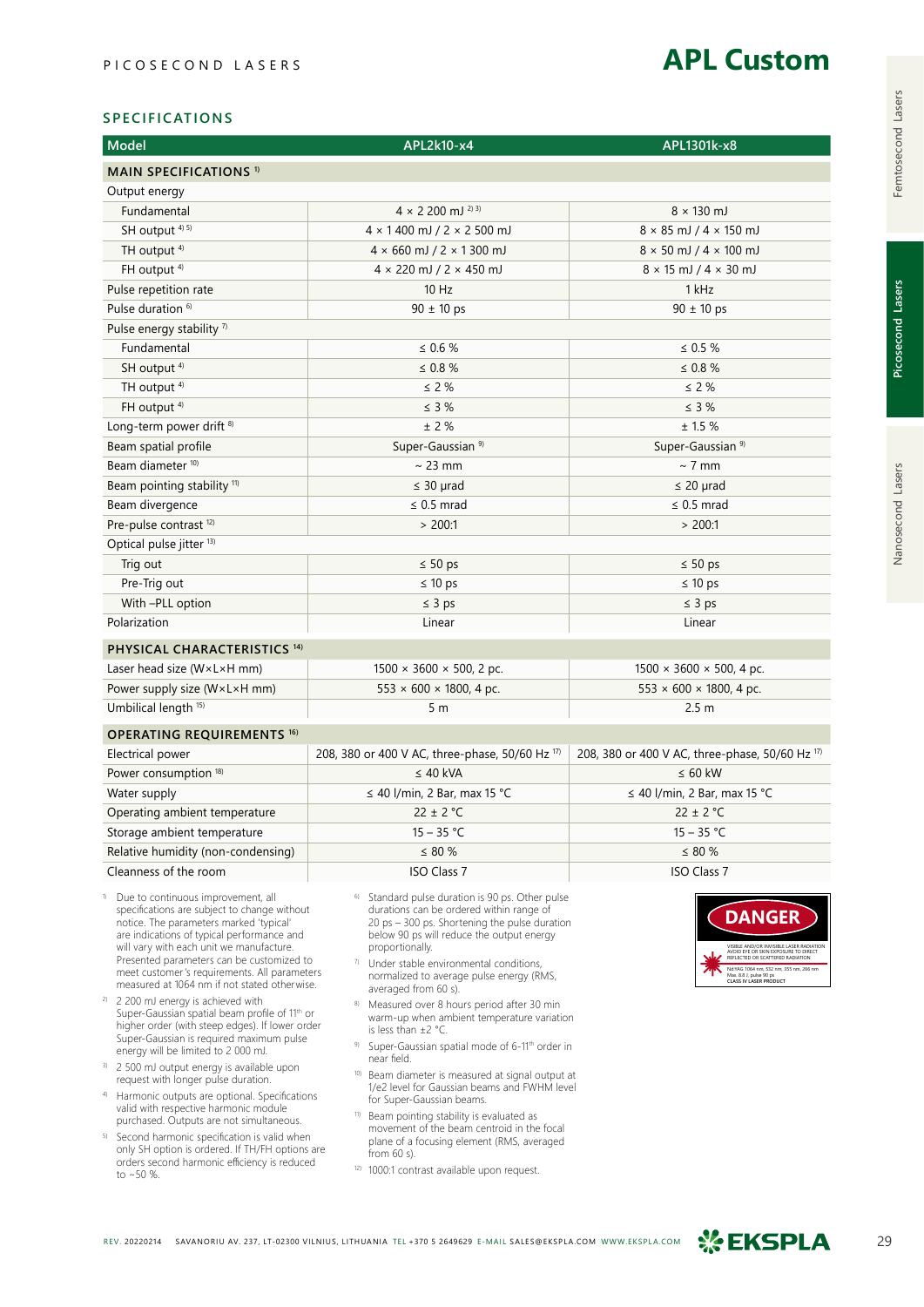# APL Custom

PICOSECOND LASERS

## SPECIFICATIONS

| Model | APL2k10-x4 | APL1301k-x8 |
|---|---|---|
| **MAIN SPECIFICATIONS** [1] | | |
| Output energy | | |
| Fundamental | 4 × 2 200 mJ [2) 3)] | 8 × 130 mJ |
| SH output [4) 5)] | 4 × 1 400 mJ / 2 × 2 500 mJ | 8 × 85 mJ / 4 × 150 mJ |
| TH output [4] | 4 × 660 mJ / 2 × 1 300 mJ | 8 × 50 mJ / 4 × 100 mJ |
| FH output [4] | 4 × 220 mJ / 2 × 450 mJ | 8 × 15 mJ / 4 × 30 mJ |
| Pulse repetition rate | 10 Hz | 1 kHz |
| Pulse duration [6] | 90 ± 10 ps | 90 ± 10 ps |
| Pulse energy stability [7] | | |
| Fundamental | ≤ 0.6 % | ≤ 0.5 % |
| SH output [4] | ≤ 0.8 % | ≤ 0.8 % |
| TH output [4] | ≤ 2 % | ≤ 2 % |
| FH output [4] | ≤ 3 % | ≤ 3 % |
| Long-term power drift [8] | ± 2 % | ± 1.5 % |
| Beam spatial profile | Super-Gaussian [9] | Super-Gaussian [9] |
| Beam diameter [10] | ~ 23 mm | ~ 7 mm |
| Beam pointing stability [11] | ≤ 30 µrad | ≤ 20 µrad |
| Beam divergence | ≤ 0.5 mrad | ≤ 0.5 mrad |
| Pre-pulse contrast [12] | > 200:1 | > 200:1 |
| Optical pulse jitter [13] | | |
| Trig out | ≤ 50 ps | ≤ 50 ps |
| Pre-Trig out | ≤ 10 ps | ≤ 10 ps |
| With –PLL option | ≤ 3 ps | ≤ 3 ps |
| Polarization | Linear | Linear |
| **PHYSICAL CHARACTERISTICS** [14] | | |
| Laser head size (W×L×H mm) | 1500 × 3600 × 500, 2 pc. | 1500 × 3600 × 500, 4 pc. |
| Power supply size (W×L×H mm) | 553 × 600 × 1800, 4 pc. | 553 × 600 × 1800, 4 pc. |
| Umbilical length [15] | 5 m | 2.5 m |
| **OPERATING REQUIREMENTS** [16] | | |
| Electrical power | 208, 380 or 400 V AC, three-phase, 50/60 Hz [17] | 208, 380 or 400 V AC, three-phase, 50/60 Hz [17] |
| Power consumption [18] | ≤ 40 kVA | ≤ 60 kW |
| Water supply | ≤ 40 l/min, 2 Bar, max 15 °C | ≤ 40 l/min, 2 Bar, max 15 °C |
| Operating ambient temperature | 22 ± 2 °C | 22 ± 2 °C |
| Storage ambient temperature | 15 – 35 °C | 15 – 35 °C |
| Relative humidity (non-condensing) | ≤ 80 % | ≤ 80 % |
| Cleanness of the room | ISO Class 7 | ISO Class 7 |

1) Due to continuous improvement, all specifications are subject to change without notice. The parameters marked 'typical' are indications of typical performance and will vary with each unit we manufacture. Presented parameters can be customized to meet customer's requirements. All parameters measured at 1064 nm if not stated otherwise.

2) 2 200 mJ energy is achieved with Super-Gaussian spatial beam profile of 11th or higher order (with steep edges). If lower order Super-Gaussian is required maximum pulse energy will be limited to 2 000 mJ.

3) 2 500 mJ output energy is available upon request with longer pulse duration.

4) Harmonic outputs are optional. Specifications valid with respective harmonic module purchased. Outputs are not simultaneous.

5) Second harmonic specification is valid when only SH option is ordered. If TH/FH options are orders second harmonic efficiency is reduced to ~50 %.

6) Standard pulse duration is 90 ps. Other pulse durations can be ordered within range of 20 ps – 300 ps. Shortening the pulse duration below 90 ps will reduce the output energy proportionally.

7) Under stable environmental conditions, normalized to average pulse energy (RMS, averaged from 60 s).

8) Measured over 8 hours period after 30 min warm-up when ambient temperature variation is less than ±2 °C.

9) Super-Gaussian spatial mode of 6-11th order in near field.

10) Beam diameter is measured at signal output at 1/e2 level for Gaussian beams and FWHM level for Super-Gaussian beams.

11) Beam pointing stability is evaluated as movement of the beam centroid in the focal plane of a focusing element (RMS, averaged from 60 s).

12) 1000:1 contrast available upon request.

DANGER

VISIBLE AND/OR INVISIBLE LASER RADIATION AVOID EYE OR SKIN EXPOSURE TO DIRECT REFLECTED OR SCATTERED RADIATION

Nd:YAG 1064 nm, 532 nm, 355 nm, 266 nm Max. 8.8 J, pulse 90 ps CLASS IV LASER PRODUCT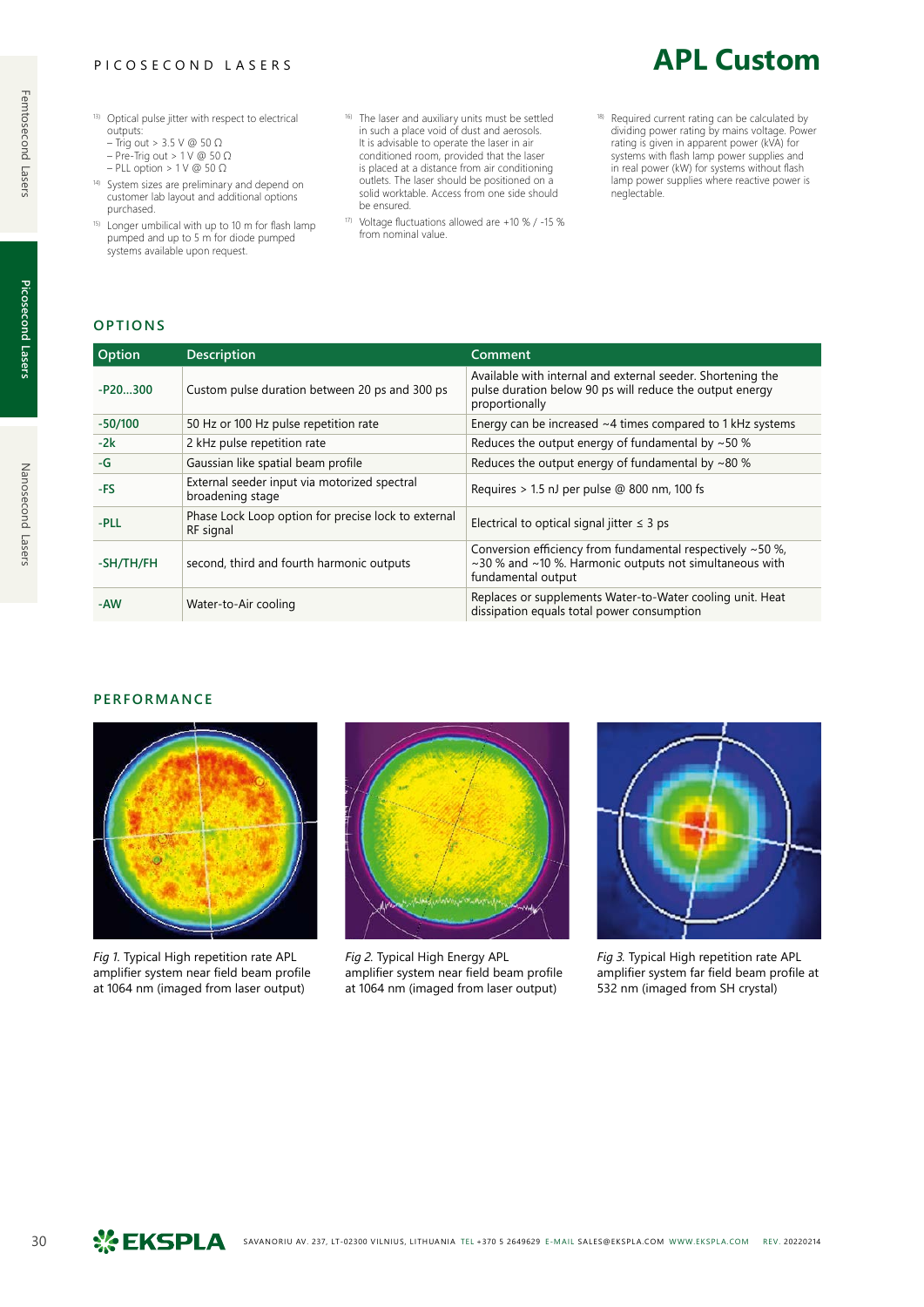# APL Custom

[13] Optical pulse jitter with respect to electrical outputs:
– Trig out > 3.5 V @ 50 Ω
– Pre-Trig out > 1 V @ 50 Ω
– PLL option > 1 V @ 50 Ω

[14] System sizes are preliminary and depend on customer lab layout and additional options purchased.

[15] Longer umbilical with up to 10 m for flash lamp pumped and up to 5 m for diode pumped systems available upon request.

[16] The laser and auxiliary units must be settled in such a place void of dust and aerosols. It is advisable to operate the laser in air conditioned room, provided that the laser is placed at a distance from air conditioning outlets. The laser should be positioned on a solid worktable. Access from one side should be ensured.

[17] Voltage fluctuations allowed are +10 % / -15 % from nominal value.

[18] Required current rating can be calculated by dividing power rating by mains voltage. Power rating is given in apparent power (kVA) for systems with flash lamp power supplies and in real power (kW) for systems without flash lamp power supplies where reactive power is neglectable.

## OPTIONS

| Option | Description | Comment |
|---|---|---|
| -P20...300 | Custom pulse duration between 20 ps and 300 ps | Available with internal and external seeder. Shortening the pulse duration below 90 ps will reduce the output energy proportionally |
| -50/100 | 50 Hz or 100 Hz pulse repetition rate | Energy can be increased ~4 times compared to 1 kHz systems |
| -2k | 2 kHz pulse repetition rate | Reduces the output energy of fundamental by ~50 % |
| -G | Gaussian like spatial beam profile | Reduces the output energy of fundamental by ~80 % |
| -FS | External seeder input via motorized spectral broadening stage | Requires > 1.5 nJ per pulse @ 800 nm, 100 fs |
| -PLL | Phase Lock Loop option for precise lock to external RF signal | Electrical to optical signal jitter ≤ 3 ps |
| -SH/TH/FH | second, third and fourth harmonic outputs | Conversion efficiency from fundamental respectively ~50 %, ~30 % and ~10 %. Harmonic outputs not simultaneous with fundamental output |
| -AW | Water-to-Air cooling | Replaces or supplements Water-to-Water cooling unit. Heat dissipation equals total power consumption |

## PERFORMANCE

*Fig 1.* Typical High repetition rate APL amplifier system near field beam profile at 1064 nm (imaged from laser output)

*Fig 2.* Typical High Energy APL amplifier system near field beam profile at 1064 nm (imaged from laser output)

*Fig 3.* Typical High repetition rate APL amplifier system far field beam profile at 532 nm (imaged from SH crystal)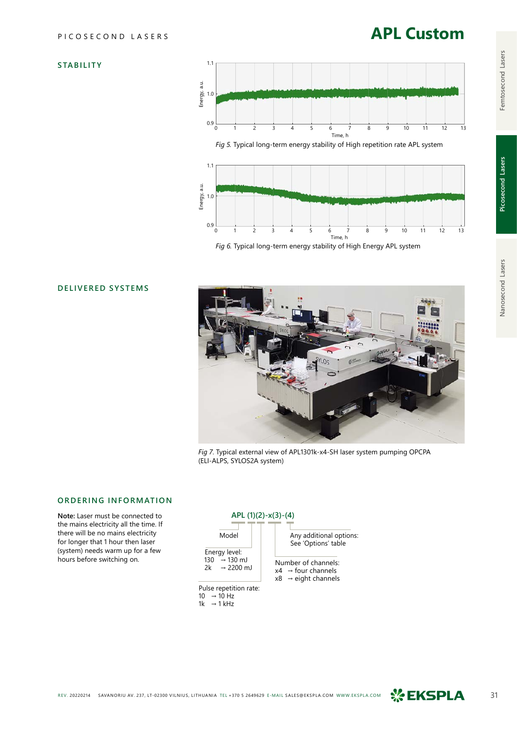# APL Custom

## STABILITY

1.1
1.0
0.9
Energy, a.u.
0 1 2 3 4 5 6 7 8 9 10 11 12 13
Time, h

*Fig 5.* Typical long-term energy stability of High repetition rate APL system

1.1
1.0
0.9
Energy, a.u.
0 1 2 3 4 5 6 7 8 9 10 11 12 13
Time, h

*Fig 6.* Typical long-term energy stability of High Energy APL system

## DELIVERED SYSTEMS

*Fig 7.* Typical external view of APL1301k-x4-SH laser system pumping OPCPA (ELI-ALPS, SYLOS2A system)

## ORDERING INFORMATION

**Note:** Laser must be connected to the mains electricity all the time. If there will be no mains electricity for longer that 1 hour then laser (system) needs warm up for a few hours before switching on.

**APL (1)(2)-x(3)-(4)**

Model

Energy level:
130 → 130 mJ
2k → 2200 mJ

Pulse repetition rate:
10 → 10 Hz
1k → 1 kHz

Number of channels:
x4 → four channels
x8 → eight channels

Any additional options:
See 'Options' table